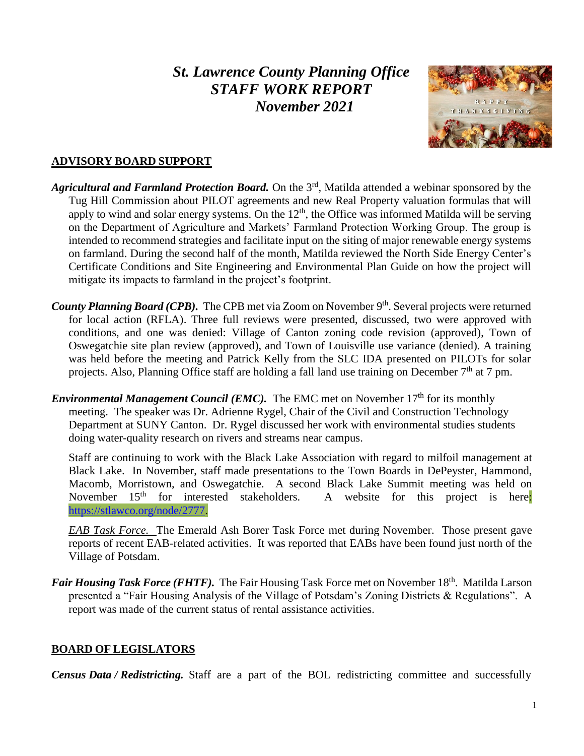# *St. Lawrence County Planning Office*
# *STAFF WORK REPORT*
# *November 2021*

## ADVISORY BOARD SUPPORT

***Agricultural and Farmland Protection Board.*** On the 3rd, Matilda attended a webinar sponsored by the Tug Hill Commission about PILOT agreements and new Real Property valuation formulas that will apply to wind and solar energy systems. On the 12th, the Office was informed Matilda will be serving on the Department of Agriculture and Markets' Farmland Protection Working Group. The group is intended to recommend strategies and facilitate input on the siting of major renewable energy systems on farmland. During the second half of the month, Matilda reviewed the North Side Energy Center's Certificate Conditions and Site Engineering and Environmental Plan Guide on how the project will mitigate its impacts to farmland in the project's footprint.

***County Planning Board (CPB).*** The CPB met via Zoom on November 9th. Several projects were returned for local action (RFLA). Three full reviews were presented, discussed, two were approved with conditions, and one was denied: Village of Canton zoning code revision (approved), Town of Oswegatchie site plan review (approved), and Town of Louisville use variance (denied). A training was held before the meeting and Patrick Kelly from the SLC IDA presented on PILOTs for solar projects. Also, Planning Office staff are holding a fall land use training on December 7th at 7 pm.

***Environmental Management Council (EMC).*** The EMC met on November 17th for its monthly meeting. The speaker was Dr. Adrienne Rygel, Chair of the Civil and Construction Technology Department at SUNY Canton. Dr. Rygel discussed her work with environmental studies students doing water-quality research on rivers and streams near campus.

Staff are continuing to work with the Black Lake Association with regard to milfoil management at Black Lake. In November, staff made presentations to the Town Boards in DePeyster, Hammond, Macomb, Morristown, and Oswegatchie. A second Black Lake Summit meeting was held on November 15th for interested stakeholders. A website for this project is here: https://stlawco.org/node/2777.

*EAB Task Force.* The Emerald Ash Borer Task Force met during November. Those present gave reports of recent EAB-related activities. It was reported that EABs have been found just north of the Village of Potsdam.

***Fair Housing Task Force (FHTF).*** The Fair Housing Task Force met on November 18th. Matilda Larson presented a "Fair Housing Analysis of the Village of Potsdam's Zoning Districts & Regulations". A report was made of the current status of rental assistance activities.

## BOARD OF LEGISLATORS

***Census Data / Redistricting.*** Staff are a part of the BOL redistricting committee and successfully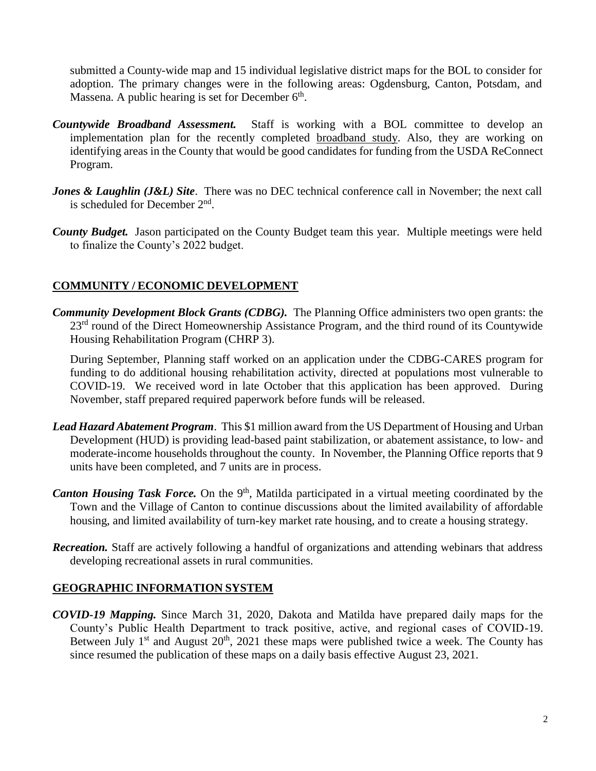submitted a County-wide map and 15 individual legislative district maps for the BOL to consider for adoption. The primary changes were in the following areas: Ogdensburg, Canton, Potsdam, and Massena. A public hearing is set for December 6th.

***Countywide Broadband Assessment.*** Staff is working with a BOL committee to develop an implementation plan for the recently completed broadband study. Also, they are working on identifying areas in the County that would be good candidates for funding from the USDA ReConnect Program.

***Jones & Laughlin (J&L) Site***. There was no DEC technical conference call in November; the next call is scheduled for December 2nd.

***County Budget.*** Jason participated on the County Budget team this year. Multiple meetings were held to finalize the County's 2022 budget.

## COMMUNITY / ECONOMIC DEVELOPMENT

***Community Development Block Grants (CDBG).*** The Planning Office administers two open grants: the 23rd round of the Direct Homeownership Assistance Program, and the third round of its Countywide Housing Rehabilitation Program (CHRP 3).

During September, Planning staff worked on an application under the CDBG-CARES program for funding to do additional housing rehabilitation activity, directed at populations most vulnerable to COVID-19. We received word in late October that this application has been approved. During November, staff prepared required paperwork before funds will be released.

***Lead Hazard Abatement Program***. This $1 million award from the US Department of Housing and Urban Development (HUD) is providing lead-based paint stabilization, or abatement assistance, to low- and moderate-income households throughout the county. In November, the Planning Office reports that 9 units have been completed, and 7 units are in process.

***Canton Housing Task Force.*** On the 9th, Matilda participated in a virtual meeting coordinated by the Town and the Village of Canton to continue discussions about the limited availability of affordable housing, and limited availability of turn-key market rate housing, and to create a housing strategy.

***Recreation.*** Staff are actively following a handful of organizations and attending webinars that address developing recreational assets in rural communities.

## GEOGRAPHIC INFORMATION SYSTEM

***COVID-19 Mapping.*** Since March 31, 2020, Dakota and Matilda have prepared daily maps for the County's Public Health Department to track positive, active, and regional cases of COVID-19. Between July 1st and August 20th, 2021 these maps were published twice a week. The County has since resumed the publication of these maps on a daily basis effective August 23, 2021.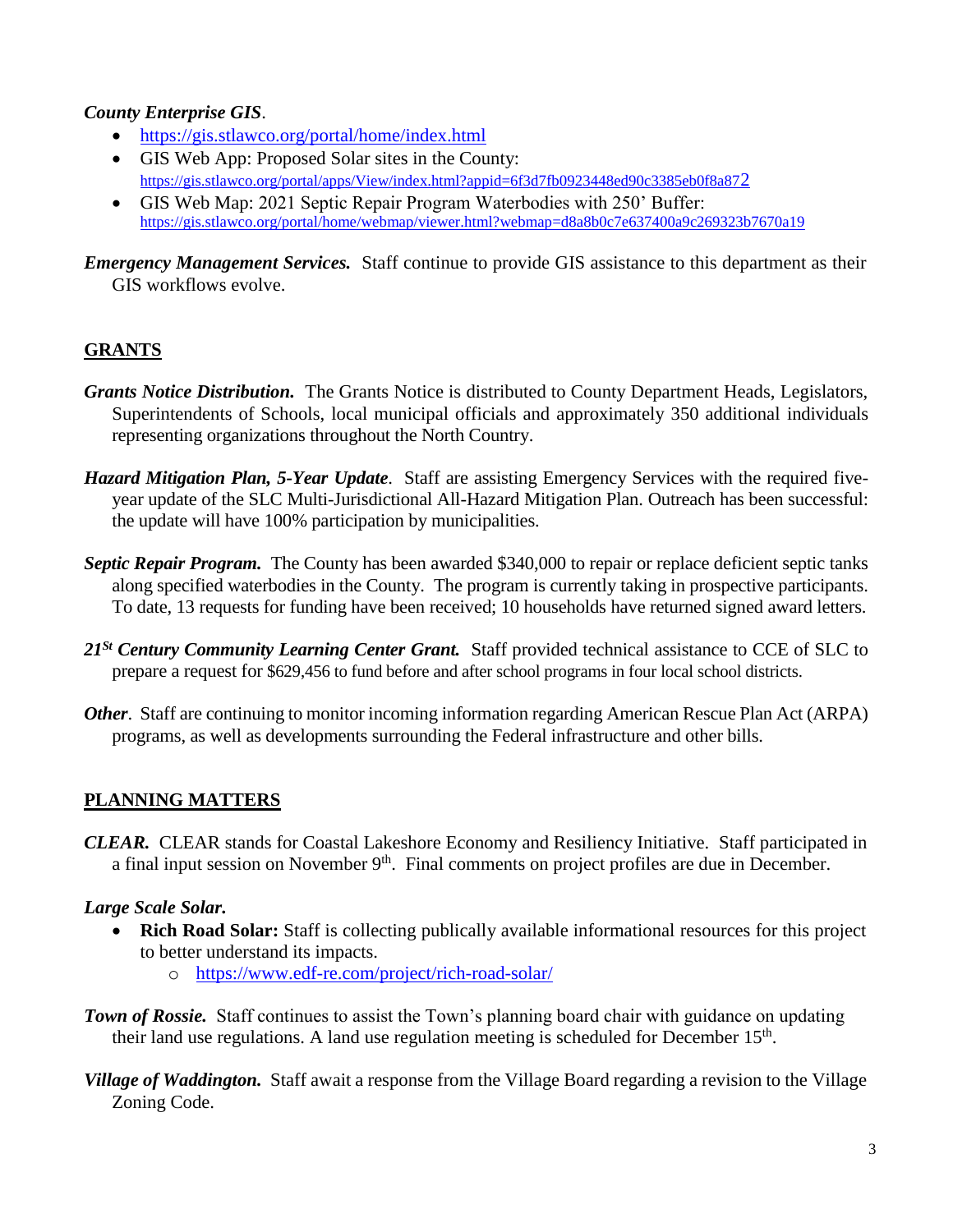***County Enterprise GIS***.

- https://gis.stlawco.org/portal/home/index.html
- GIS Web App: Proposed Solar sites in the County: https://gis.stlawco.org/portal/apps/View/index.html?appid=6f3d7fb0923448ed90c3385eb0f8a872
- GIS Web Map: 2021 Septic Repair Program Waterbodies with 250' Buffer: https://gis.stlawco.org/portal/home/webmap/viewer.html?webmap=d8a8b0c7e637400a9c269323b7670a19

***Emergency Management Services.*** Staff continue to provide GIS assistance to this department as their GIS workflows evolve.

## GRANTS

***Grants Notice Distribution.*** The Grants Notice is distributed to County Department Heads, Legislators, Superintendents of Schools, local municipal officials and approximately 350 additional individuals representing organizations throughout the North Country.

***Hazard Mitigation Plan, 5-Year Update***. Staff are assisting Emergency Services with the required five-year update of the SLC Multi-Jurisdictional All-Hazard Mitigation Plan. Outreach has been successful: the update will have 100% participation by municipalities.

***Septic Repair Program.*** The County has been awarded $340,000 to repair or replace deficient septic tanks along specified waterbodies in the County. The program is currently taking in prospective participants. To date, 13 requests for funding have been received; 10 households have returned signed award letters.

***21st Century Community Learning Center Grant.*** Staff provided technical assistance to CCE of SLC to prepare a request for $629,456 to fund before and after school programs in four local school districts.

***Other***. Staff are continuing to monitor incoming information regarding American Rescue Plan Act (ARPA) programs, as well as developments surrounding the Federal infrastructure and other bills.

## PLANNING MATTERS

***CLEAR.*** CLEAR stands for Coastal Lakeshore Economy and Resiliency Initiative. Staff participated in a final input session on November 9th. Final comments on project profiles are due in December.

***Large Scale Solar.***

- **Rich Road Solar:** Staff is collecting publically available informational resources for this project to better understand its impacts.
  - https://www.edf-re.com/project/rich-road-solar/

***Town of Rossie.*** Staff continues to assist the Town's planning board chair with guidance on updating their land use regulations. A land use regulation meeting is scheduled for December 15th.

***Village of Waddington.*** Staff await a response from the Village Board regarding a revision to the Village Zoning Code.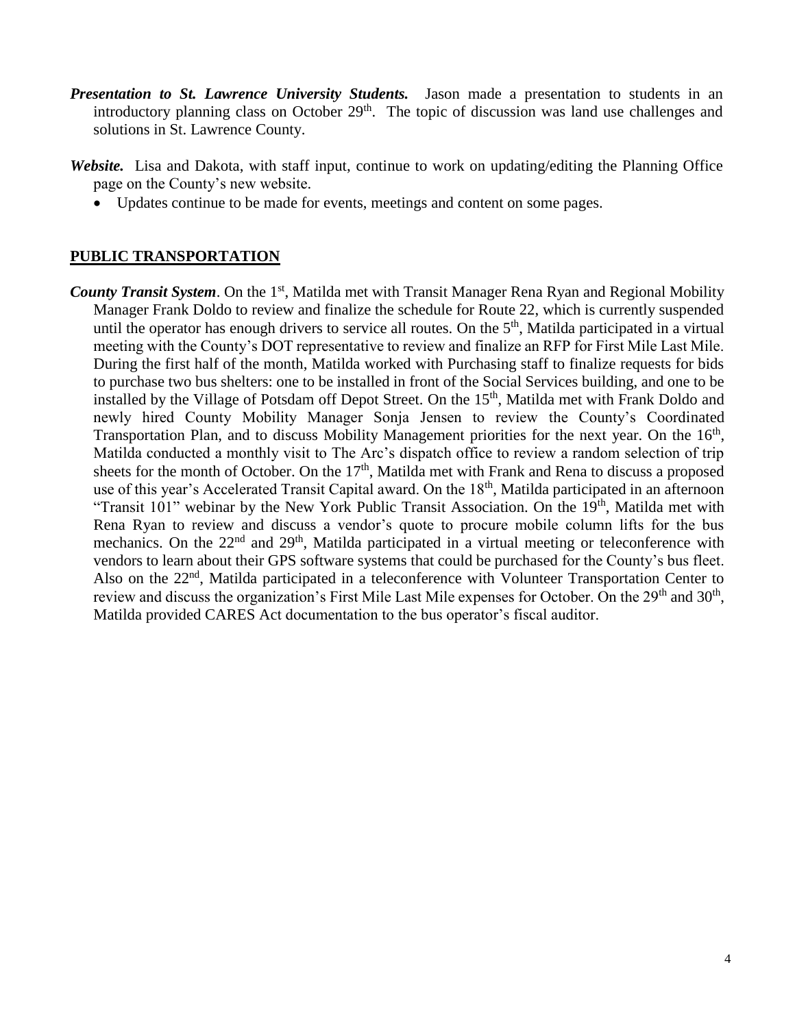***Presentation to St. Lawrence University Students.*** Jason made a presentation to students in an introductory planning class on October 29th. The topic of discussion was land use challenges and solutions in St. Lawrence County.

***Website.*** Lisa and Dakota, with staff input, continue to work on updating/editing the Planning Office page on the County's new website.

- Updates continue to be made for events, meetings and content on some pages.

## PUBLIC TRANSPORTATION

***County Transit System***. On the 1st, Matilda met with Transit Manager Rena Ryan and Regional Mobility Manager Frank Doldo to review and finalize the schedule for Route 22, which is currently suspended until the operator has enough drivers to service all routes. On the 5th, Matilda participated in a virtual meeting with the County's DOT representative to review and finalize an RFP for First Mile Last Mile. During the first half of the month, Matilda worked with Purchasing staff to finalize requests for bids to purchase two bus shelters: one to be installed in front of the Social Services building, and one to be installed by the Village of Potsdam off Depot Street. On the 15th, Matilda met with Frank Doldo and newly hired County Mobility Manager Sonja Jensen to review the County's Coordinated Transportation Plan, and to discuss Mobility Management priorities for the next year. On the 16th, Matilda conducted a monthly visit to The Arc's dispatch office to review a random selection of trip sheets for the month of October. On the 17th, Matilda met with Frank and Rena to discuss a proposed use of this year's Accelerated Transit Capital award. On the 18th, Matilda participated in an afternoon "Transit 101" webinar by the New York Public Transit Association. On the 19th, Matilda met with Rena Ryan to review and discuss a vendor's quote to procure mobile column lifts for the bus mechanics. On the 22nd and 29th, Matilda participated in a virtual meeting or teleconference with vendors to learn about their GPS software systems that could be purchased for the County's bus fleet. Also on the 22nd, Matilda participated in a teleconference with Volunteer Transportation Center to review and discuss the organization's First Mile Last Mile expenses for October. On the 29th and 30th, Matilda provided CARES Act documentation to the bus operator's fiscal auditor.